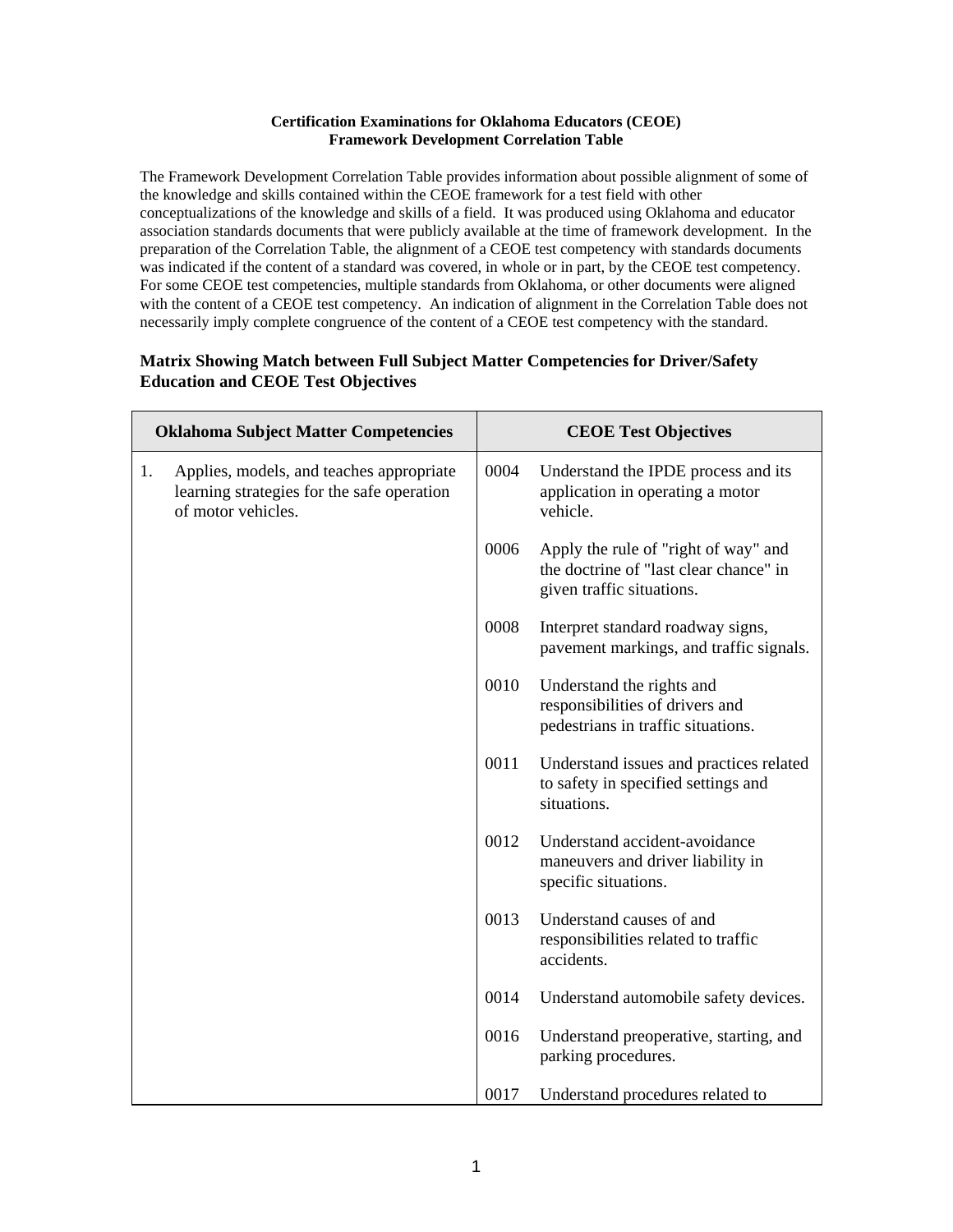**Certification Examinations for Oklahoma Educators (CEOE)**
**Framework Development Correlation Table**

The Framework Development Correlation Table provides information about possible alignment of some of the knowledge and skills contained within the CEOE framework for a test field with other conceptualizations of the knowledge and skills of a field. It was produced using Oklahoma and educator association standards documents that were publicly available at the time of framework development. In the preparation of the Correlation Table, the alignment of a CEOE test competency with standards documents was indicated if the content of a standard was covered, in whole or in part, by the CEOE test competency. For some CEOE test competencies, multiple standards from Oklahoma, or other documents were aligned with the content of a CEOE test competency. An indication of alignment in the Correlation Table does not necessarily imply complete congruence of the content of a CEOE test competency with the standard.

### Matrix Showing Match between Full Subject Matter Competencies for Driver/Safety Education and CEOE Test Objectives

| Oklahoma Subject Matter Competencies | CEOE Test Objectives | |
|---|---|---|
| 1. Applies, models, and teaches appropriate learning strategies for the safe operation of motor vehicles. | 0004 | Understand the IPDE process and its application in operating a motor vehicle. |
| | 0006 | Apply the rule of "right of way" and the doctrine of "last clear chance" in given traffic situations. |
| | 0008 | Interpret standard roadway signs, pavement markings, and traffic signals. |
| | 0010 | Understand the rights and responsibilities of drivers and pedestrians in traffic situations. |
| | 0011 | Understand issues and practices related to safety in specified settings and situations. |
| | 0012 | Understand accident-avoidance maneuvers and driver liability in specific situations. |
| | 0013 | Understand causes of and responsibilities related to traffic accidents. |
| | 0014 | Understand automobile safety devices. |
| | 0016 | Understand preoperative, starting, and parking procedures. |
| | 0017 | Understand procedures related to |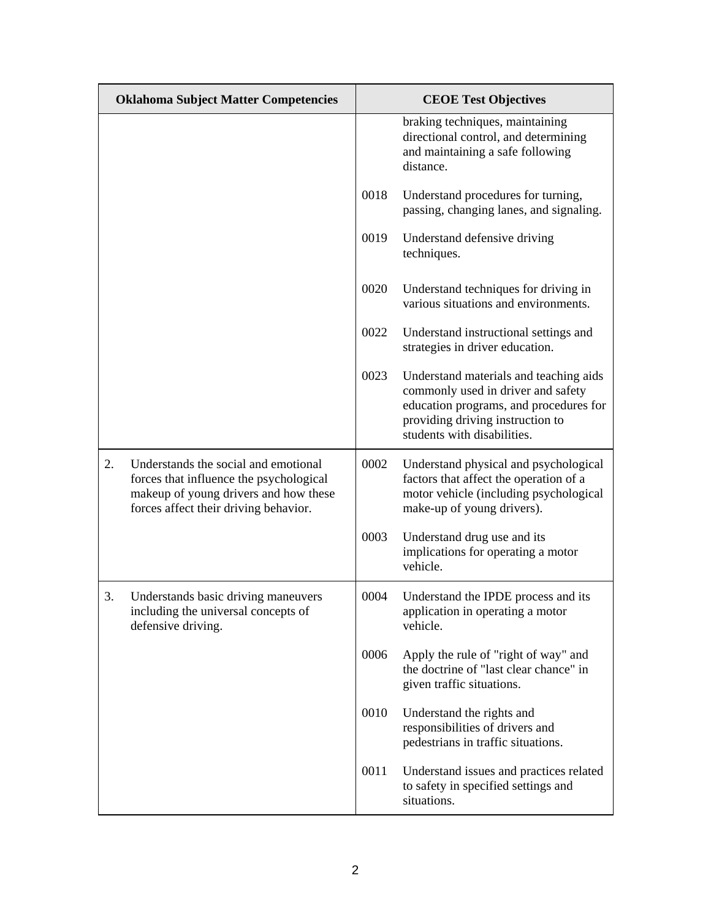| Oklahoma Subject Matter Competencies | CEOE Test Objectives |
|---|---|
| | braking techniques, maintaining directional control, and determining and maintaining a safe following distance. |
| | 0018 Understand procedures for turning, passing, changing lanes, and signaling. |
| | 0019 Understand defensive driving techniques. |
| | 0020 Understand techniques for driving in various situations and environments. |
| | 0022 Understand instructional settings and strategies in driver education. |
| | 0023 Understand materials and teaching aids commonly used in driver and safety education programs, and procedures for providing driving instruction to students with disabilities. |
| 2. Understands the social and emotional forces that influence the psychological makeup of young drivers and how these forces affect their driving behavior. | 0002 Understand physical and psychological factors that affect the operation of a motor vehicle (including psychological make-up of young drivers). |
| | 0003 Understand drug use and its implications for operating a motor vehicle. |
| 3. Understands basic driving maneuvers including the universal concepts of defensive driving. | 0004 Understand the IPDE process and its application in operating a motor vehicle. |
| | 0006 Apply the rule of "right of way" and the doctrine of "last clear chance" in given traffic situations. |
| | 0010 Understand the rights and responsibilities of drivers and pedestrians in traffic situations. |
| | 0011 Understand issues and practices related to safety in specified settings and situations. |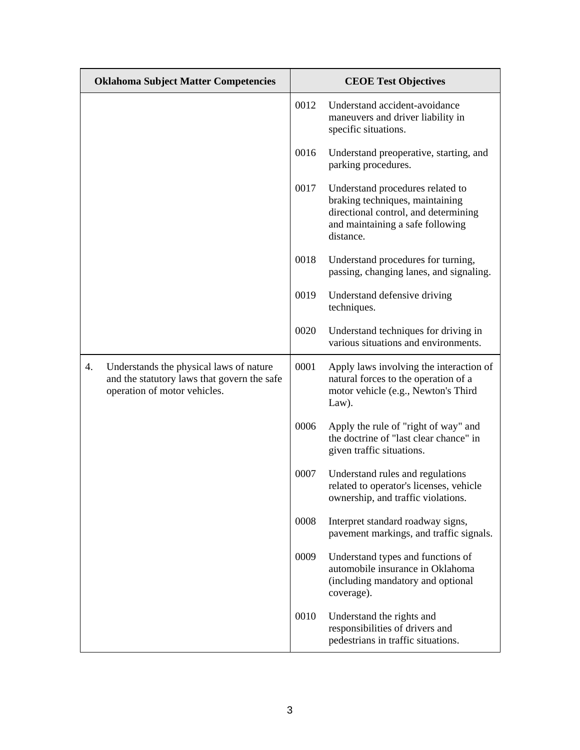| Oklahoma Subject Matter Competencies | CEOE Test Objectives |
| --- | --- |
| | 0012 Understand accident-avoidance maneuvers and driver liability in specific situations.<br><br>0016 Understand preoperative, starting, and parking procedures.<br><br>0017 Understand procedures related to braking techniques, maintaining directional control, and determining and maintaining a safe following distance.<br><br>0018 Understand procedures for turning, passing, changing lanes, and signaling.<br><br>0019 Understand defensive driving techniques.<br><br>0020 Understand techniques for driving in various situations and environments. |
| 4. Understands the physical laws of nature and the statutory laws that govern the safe operation of motor vehicles. | 0001 Apply laws involving the interaction of natural forces to the operation of a motor vehicle (e.g., Newton's Third Law).<br><br>0006 Apply the rule of "right of way" and the doctrine of "last clear chance" in given traffic situations.<br><br>0007 Understand rules and regulations related to operator's licenses, vehicle ownership, and traffic violations.<br><br>0008 Interpret standard roadway signs, pavement markings, and traffic signals.<br><br>0009 Understand types and functions of automobile insurance in Oklahoma (including mandatory and optional coverage).<br><br>0010 Understand the rights and responsibilities of drivers and pedestrians in traffic situations. |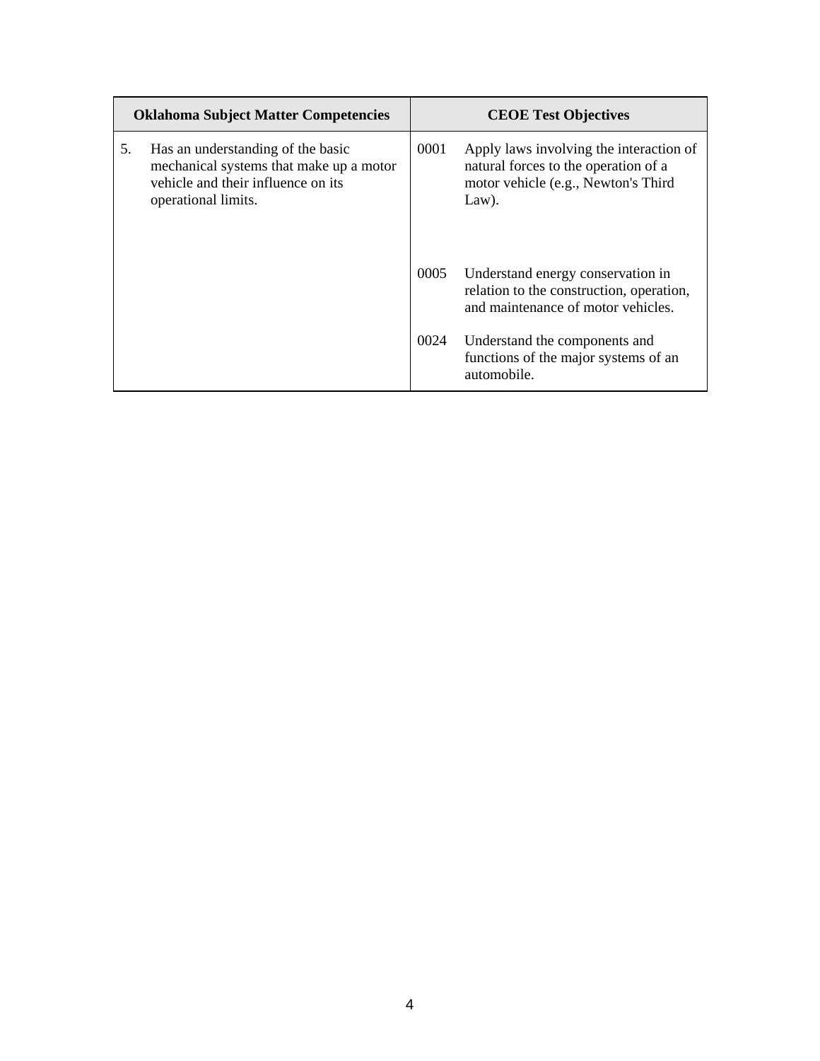| Oklahoma Subject Matter Competencies | CEOE Test Objectives |
| --- | --- |
| 5. Has an understanding of the basic mechanical systems that make up a motor vehicle and their influence on its operational limits. | 0001 Apply laws involving the interaction of natural forces to the operation of a motor vehicle (e.g., Newton's Third Law). |
| | 0005 Understand energy conservation in relation to the construction, operation, and maintenance of motor vehicles. |
| | 0024 Understand the components and functions of the major systems of an automobile. |